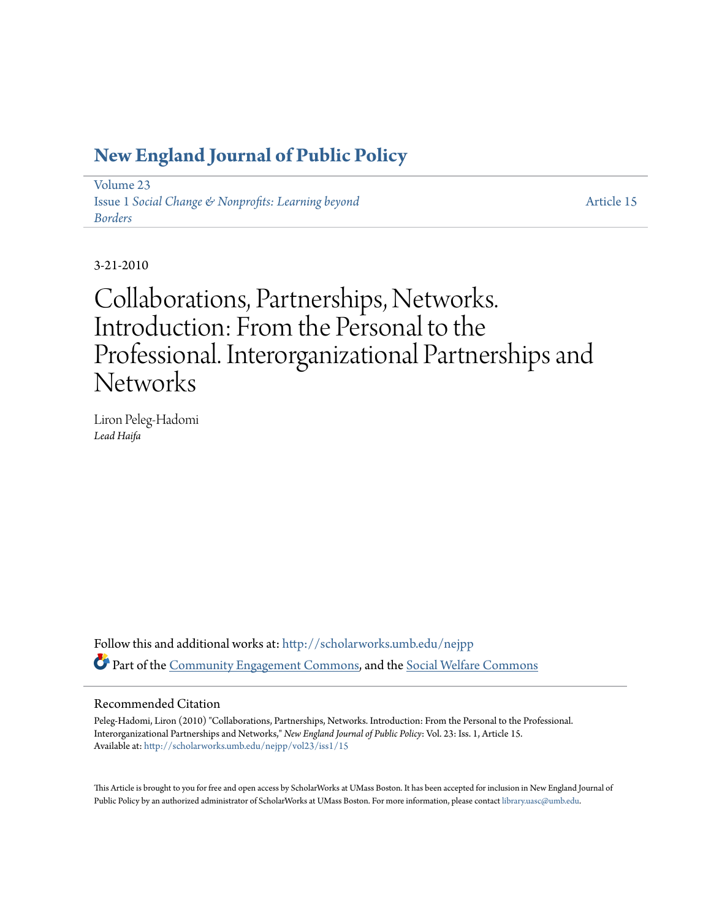# New England Journal of Public Policy

Volume 23
Issue 1 *Social Change & Nonprofits: Learning beyond Borders*

Article 15

3-21-2010

# Collaborations, Partnerships, Networks. Introduction: From the Personal to the Professional. Interorganizational Partnerships and Networks

Liron Peleg-Hadomi
*Lead Haifa*

Follow this and additional works at: http://scholarworks.umb.edu/nejpp

Part of the Community Engagement Commons, and the Social Welfare Commons

## Recommended Citation

Peleg-Hadomi, Liron (2010) "Collaborations, Partnerships, Networks. Introduction: From the Personal to the Professional. Interorganizational Partnerships and Networks," *New England Journal of Public Policy*: Vol. 23: Iss. 1, Article 15.
Available at: http://scholarworks.umb.edu/nejpp/vol23/iss1/15

This Article is brought to you for free and open access by ScholarWorks at UMass Boston. It has been accepted for inclusion in New England Journal of Public Policy by an authorized administrator of ScholarWorks at UMass Boston. For more information, please contact library.uasc@umb.edu.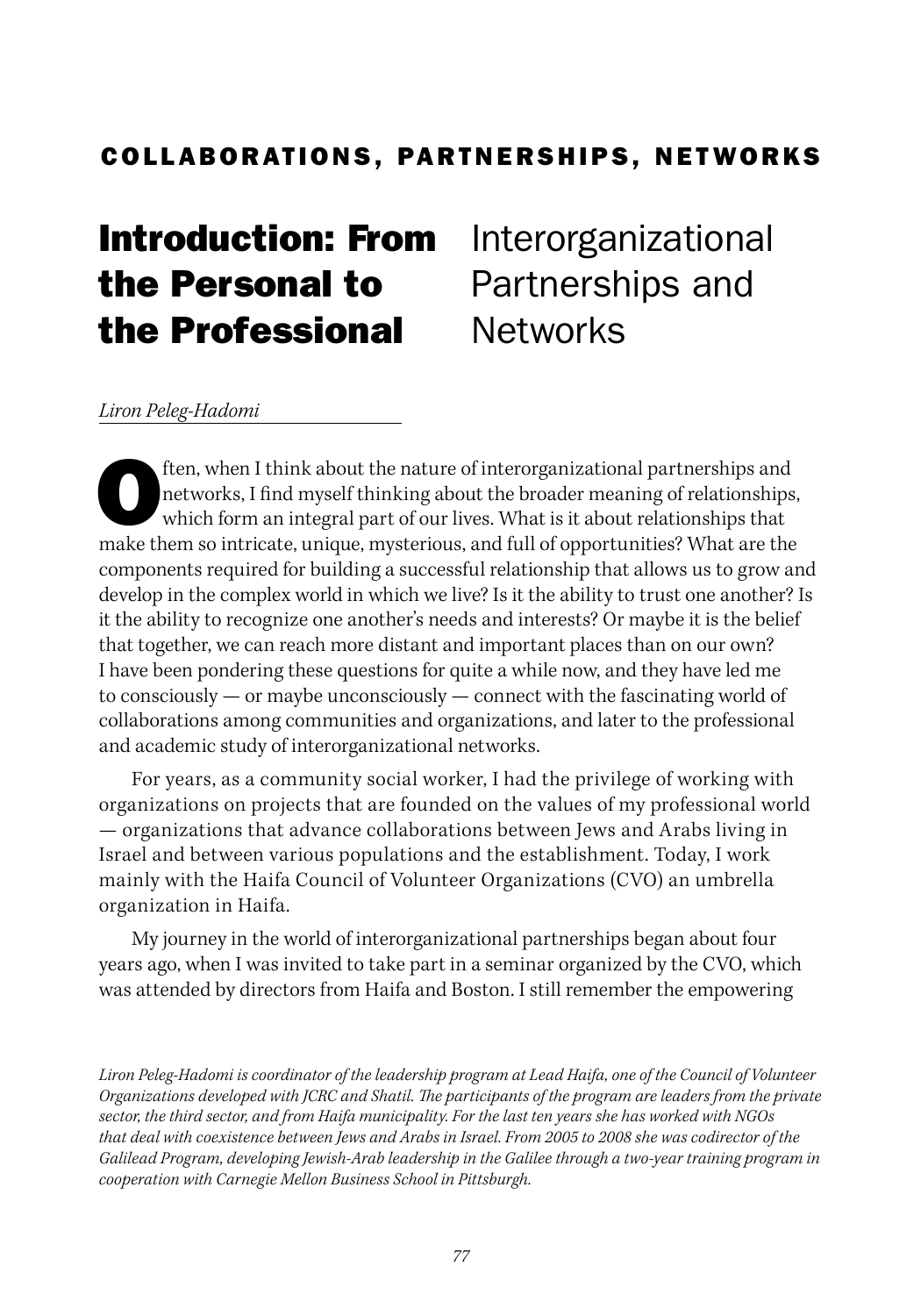## COLLABORATIONS, PARTNERSHIPS, NETWORKS

# Introduction: From the Personal to the Professional

# Interorganizational Partnerships and Networks

*Liron Peleg-Hadomi*

Often, when I think about the nature of interorganizational partnerships and networks, I find myself thinking about the broader meaning of relationships, which form an integral part of our lives. What is it about relationships that make them so intricate, unique, mysterious, and full of opportunities? What are the components required for building a successful relationship that allows us to grow and develop in the complex world in which we live? Is it the ability to trust one another? Is it the ability to recognize one another's needs and interests? Or maybe it is the belief that together, we can reach more distant and important places than on our own? I have been pondering these questions for quite a while now, and they have led me to consciously — or maybe unconsciously — connect with the fascinating world of collaborations among communities and organizations, and later to the professional and academic study of interorganizational networks.

For years, as a community social worker, I had the privilege of working with organizations on projects that are founded on the values of my professional world — organizations that advance collaborations between Jews and Arabs living in Israel and between various populations and the establishment. Today, I work mainly with the Haifa Council of Volunteer Organizations (CVO) an umbrella organization in Haifa.

My journey in the world of interorganizational partnerships began about four years ago, when I was invited to take part in a seminar organized by the CVO, which was attended by directors from Haifa and Boston. I still remember the empowering

*Liron Peleg-Hadomi is coordinator of the leadership program at Lead Haifa, one of the Council of Volunteer Organizations developed with JCRC and Shatil. The participants of the program are leaders from the private sector, the third sector, and from Haifa municipality. For the last ten years she has worked with NGOs that deal with coexistence between Jews and Arabs in Israel. From 2005 to 2008 she was codirector of the Galilead Program, developing Jewish-Arab leadership in the Galilee through a two-year training program in cooperation with Carnegie Mellon Business School in Pittsburgh.*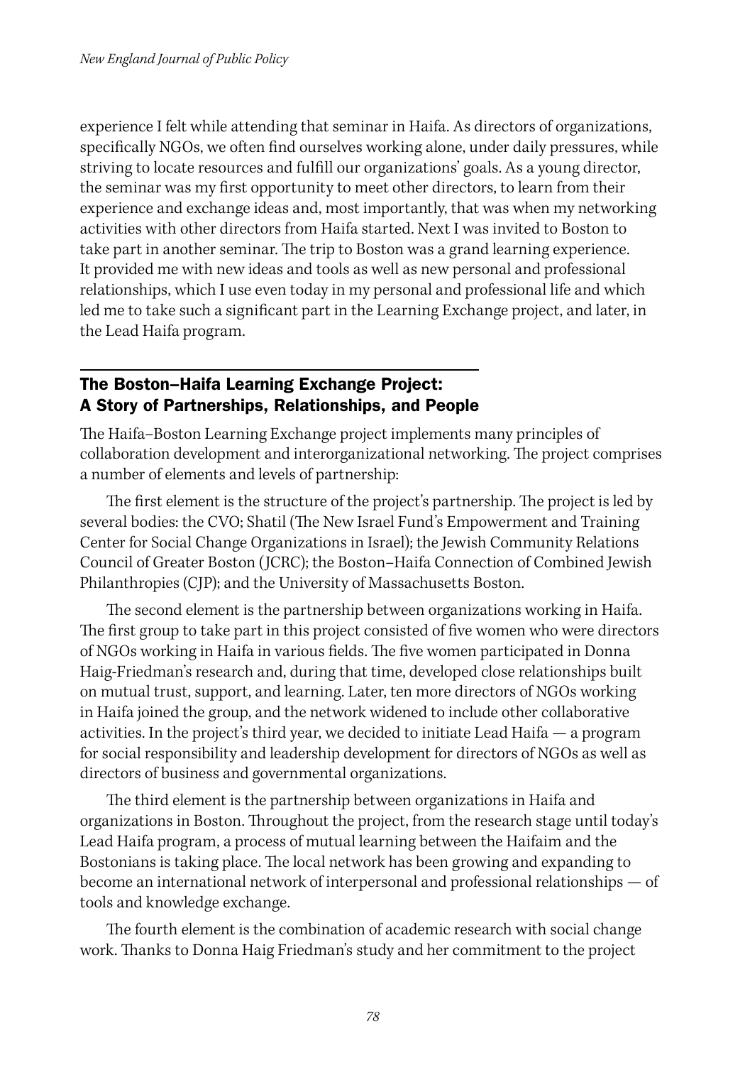experience I felt while attending that seminar in Haifa. As directors of organizations, specifically NGOs, we often find ourselves working alone, under daily pressures, while striving to locate resources and fulfill our organizations' goals. As a young director, the seminar was my first opportunity to meet other directors, to learn from their experience and exchange ideas and, most importantly, that was when my networking activities with other directors from Haifa started. Next I was invited to Boston to take part in another seminar. The trip to Boston was a grand learning experience. It provided me with new ideas and tools as well as new personal and professional relationships, which I use even today in my personal and professional life and which led me to take such a significant part in the Learning Exchange project, and later, in the Lead Haifa program.

## The Boston–Haifa Learning Exchange Project: A Story of Partnerships, Relationships, and People

The Haifa–Boston Learning Exchange project implements many principles of collaboration development and interorganizational networking. The project comprises a number of elements and levels of partnership:

The first element is the structure of the project's partnership. The project is led by several bodies: the CVO; Shatil (The New Israel Fund's Empowerment and Training Center for Social Change Organizations in Israel); the Jewish Community Relations Council of Greater Boston (JCRC); the Boston–Haifa Connection of Combined Jewish Philanthropies (CJP); and the University of Massachusetts Boston.

The second element is the partnership between organizations working in Haifa. The first group to take part in this project consisted of five women who were directors of NGOs working in Haifa in various fields. The five women participated in Donna Haig-Friedman's research and, during that time, developed close relationships built on mutual trust, support, and learning. Later, ten more directors of NGOs working in Haifa joined the group, and the network widened to include other collaborative activities. In the project's third year, we decided to initiate Lead Haifa — a program for social responsibility and leadership development for directors of NGOs as well as directors of business and governmental organizations.

The third element is the partnership between organizations in Haifa and organizations in Boston. Throughout the project, from the research stage until today's Lead Haifa program, a process of mutual learning between the Haifaim and the Bostonians is taking place. The local network has been growing and expanding to become an international network of interpersonal and professional relationships — of tools and knowledge exchange.

The fourth element is the combination of academic research with social change work. Thanks to Donna Haig Friedman's study and her commitment to the project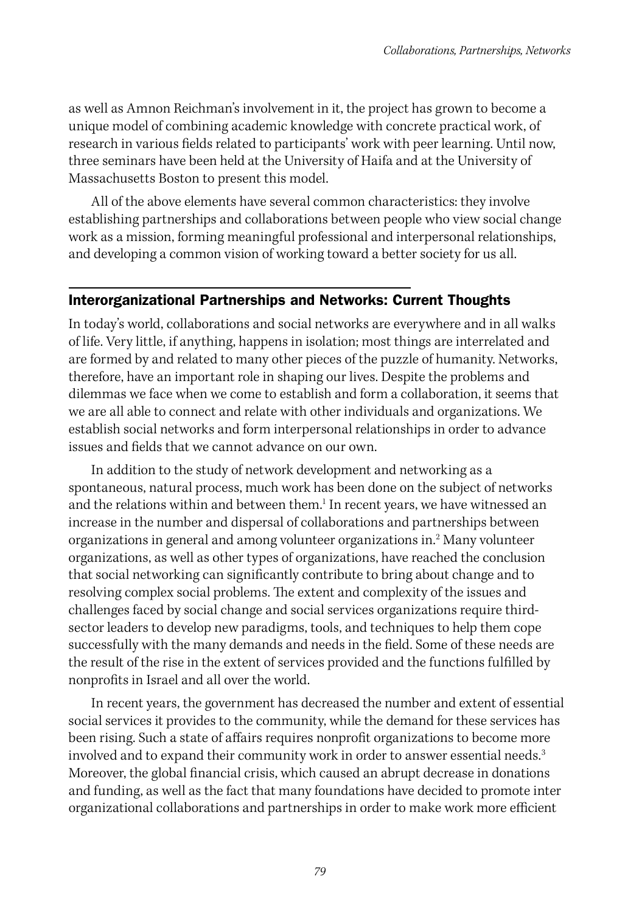as well as Amnon Reichman's involvement in it, the project has grown to become a unique model of combining academic knowledge with concrete practical work, of research in various fields related to participants' work with peer learning. Until now, three seminars have been held at the University of Haifa and at the University of Massachusetts Boston to present this model.

All of the above elements have several common characteristics: they involve establishing partnerships and collaborations between people who view social change work as a mission, forming meaningful professional and interpersonal relationships, and developing a common vision of working toward a better society for us all.

## Interorganizational Partnerships and Networks: Current Thoughts

In today's world, collaborations and social networks are everywhere and in all walks of life. Very little, if anything, happens in isolation; most things are interrelated and are formed by and related to many other pieces of the puzzle of humanity. Networks, therefore, have an important role in shaping our lives. Despite the problems and dilemmas we face when we come to establish and form a collaboration, it seems that we are all able to connect and relate with other individuals and organizations. We establish social networks and form interpersonal relationships in order to advance issues and fields that we cannot advance on our own.

In addition to the study of network development and networking as a spontaneous, natural process, much work has been done on the subject of networks and the relations within and between them.[1] In recent years, we have witnessed an increase in the number and dispersal of collaborations and partnerships between organizations in general and among volunteer organizations in.[2] Many volunteer organizations, as well as other types of organizations, have reached the conclusion that social networking can significantly contribute to bring about change and to resolving complex social problems. The extent and complexity of the issues and challenges faced by social change and social services organizations require third-sector leaders to develop new paradigms, tools, and techniques to help them cope successfully with the many demands and needs in the field. Some of these needs are the result of the rise in the extent of services provided and the functions fulfilled by nonprofits in Israel and all over the world.

In recent years, the government has decreased the number and extent of essential social services it provides to the community, while the demand for these services has been rising. Such a state of affairs requires nonprofit organizations to become more involved and to expand their community work in order to answer essential needs.[3] Moreover, the global financial crisis, which caused an abrupt decrease in donations and funding, as well as the fact that many foundations have decided to promote inter organizational collaborations and partnerships in order to make work more efficient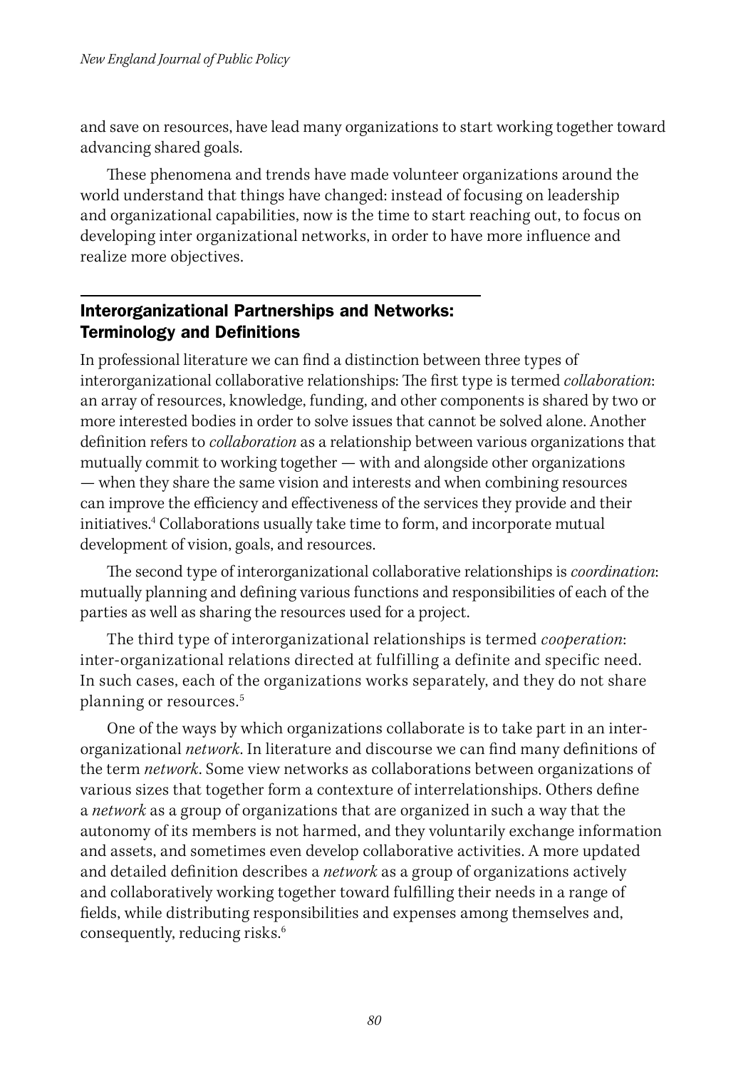and save on resources, have lead many organizations to start working together toward advancing shared goals.

These phenomena and trends have made volunteer organizations around the world understand that things have changed: instead of focusing on leadership and organizational capabilities, now is the time to start reaching out, to focus on developing inter organizational networks, in order to have more influence and realize more objectives.

## Interorganizational Partnerships and Networks: Terminology and Definitions

In professional literature we can find a distinction between three types of interorganizational collaborative relationships: The first type is termed *collaboration*: an array of resources, knowledge, funding, and other components is shared by two or more interested bodies in order to solve issues that cannot be solved alone. Another definition refers to *collaboration* as a relationship between various organizations that mutually commit to working together — with and alongside other organizations — when they share the same vision and interests and when combining resources can improve the efficiency and effectiveness of the services they provide and their initiatives.[4] Collaborations usually take time to form, and incorporate mutual development of vision, goals, and resources.

The second type of interorganizational collaborative relationships is *coordination*: mutually planning and defining various functions and responsibilities of each of the parties as well as sharing the resources used for a project.

The third type of interorganizational relationships is termed *cooperation*: inter-organizational relations directed at fulfilling a definite and specific need. In such cases, each of the organizations works separately, and they do not share planning or resources.[5]

One of the ways by which organizations collaborate is to take part in an inter-organizational *network*. In literature and discourse we can find many definitions of the term *network*. Some view networks as collaborations between organizations of various sizes that together form a contexture of interrelationships. Others define a *network* as a group of organizations that are organized in such a way that the autonomy of its members is not harmed, and they voluntarily exchange information and assets, and sometimes even develop collaborative activities. A more updated and detailed definition describes a *network* as a group of organizations actively and collaboratively working together toward fulfilling their needs in a range of fields, while distributing responsibilities and expenses among themselves and, consequently, reducing risks.[6]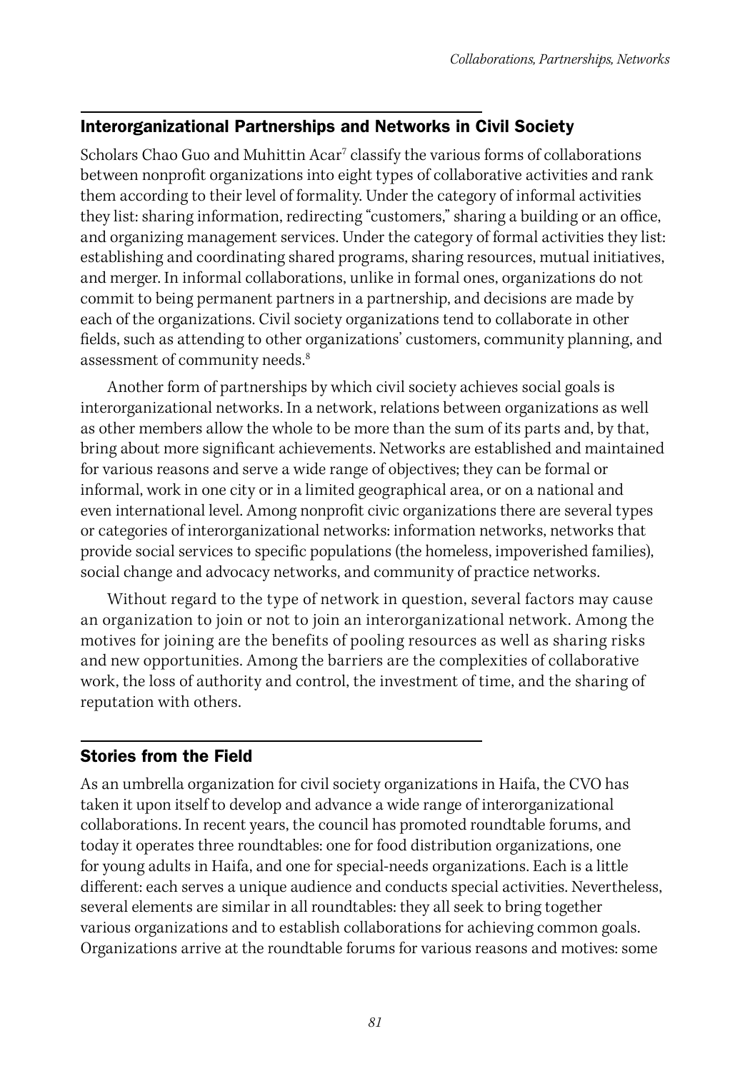## Interorganizational Partnerships and Networks in Civil Society

Scholars Chao Guo and Muhittin Acar[7] classify the various forms of collaborations between nonprofit organizations into eight types of collaborative activities and rank them according to their level of formality. Under the category of informal activities they list: sharing information, redirecting "customers," sharing a building or an office, and organizing management services. Under the category of formal activities they list: establishing and coordinating shared programs, sharing resources, mutual initiatives, and merger. In informal collaborations, unlike in formal ones, organizations do not commit to being permanent partners in a partnership, and decisions are made by each of the organizations. Civil society organizations tend to collaborate in other fields, such as attending to other organizations' customers, community planning, and assessment of community needs.[8]

Another form of partnerships by which civil society achieves social goals is interorganizational networks. In a network, relations between organizations as well as other members allow the whole to be more than the sum of its parts and, by that, bring about more significant achievements. Networks are established and maintained for various reasons and serve a wide range of objectives; they can be formal or informal, work in one city or in a limited geographical area, or on a national and even international level. Among nonprofit civic organizations there are several types or categories of interorganizational networks: information networks, networks that provide social services to specific populations (the homeless, impoverished families), social change and advocacy networks, and community of practice networks.

Without regard to the type of network in question, several factors may cause an organization to join or not to join an interorganizational network. Among the motives for joining are the benefits of pooling resources as well as sharing risks and new opportunities. Among the barriers are the complexities of collaborative work, the loss of authority and control, the investment of time, and the sharing of reputation with others.

## Stories from the Field

As an umbrella organization for civil society organizations in Haifa, the CVO has taken it upon itself to develop and advance a wide range of interorganizational collaborations. In recent years, the council has promoted roundtable forums, and today it operates three roundtables: one for food distribution organizations, one for young adults in Haifa, and one for special-needs organizations. Each is a little different: each serves a unique audience and conducts special activities. Nevertheless, several elements are similar in all roundtables: they all seek to bring together various organizations and to establish collaborations for achieving common goals. Organizations arrive at the roundtable forums for various reasons and motives: some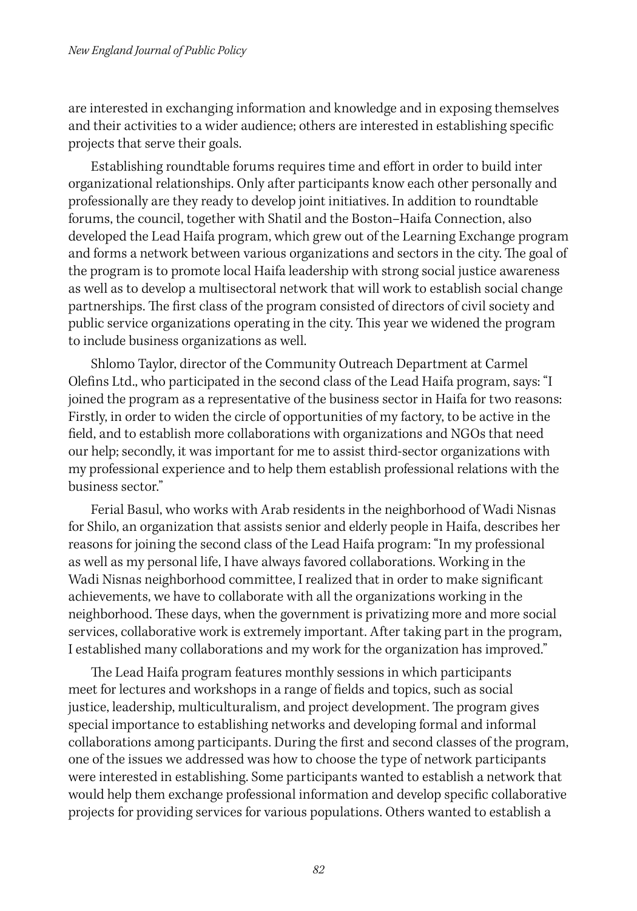are interested in exchanging information and knowledge and in exposing themselves and their activities to a wider audience; others are interested in establishing specific projects that serve their goals.

Establishing roundtable forums requires time and effort in order to build inter organizational relationships. Only after participants know each other personally and professionally are they ready to develop joint initiatives. In addition to roundtable forums, the council, together with Shatil and the Boston–Haifa Connection, also developed the Lead Haifa program, which grew out of the Learning Exchange program and forms a network between various organizations and sectors in the city. The goal of the program is to promote local Haifa leadership with strong social justice awareness as well as to develop a multisectoral network that will work to establish social change partnerships. The first class of the program consisted of directors of civil society and public service organizations operating in the city. This year we widened the program to include business organizations as well.

Shlomo Taylor, director of the Community Outreach Department at Carmel Olefins Ltd., who participated in the second class of the Lead Haifa program, says: "I joined the program as a representative of the business sector in Haifa for two reasons: Firstly, in order to widen the circle of opportunities of my factory, to be active in the field, and to establish more collaborations with organizations and NGOs that need our help; secondly, it was important for me to assist third-sector organizations with my professional experience and to help them establish professional relations with the business sector."

Ferial Basul, who works with Arab residents in the neighborhood of Wadi Nisnas for Shilo, an organization that assists senior and elderly people in Haifa, describes her reasons for joining the second class of the Lead Haifa program: "In my professional as well as my personal life, I have always favored collaborations. Working in the Wadi Nisnas neighborhood committee, I realized that in order to make significant achievements, we have to collaborate with all the organizations working in the neighborhood. These days, when the government is privatizing more and more social services, collaborative work is extremely important. After taking part in the program, I established many collaborations and my work for the organization has improved."

The Lead Haifa program features monthly sessions in which participants meet for lectures and workshops in a range of fields and topics, such as social justice, leadership, multiculturalism, and project development. The program gives special importance to establishing networks and developing formal and informal collaborations among participants. During the first and second classes of the program, one of the issues we addressed was how to choose the type of network participants were interested in establishing. Some participants wanted to establish a network that would help them exchange professional information and develop specific collaborative projects for providing services for various populations. Others wanted to establish a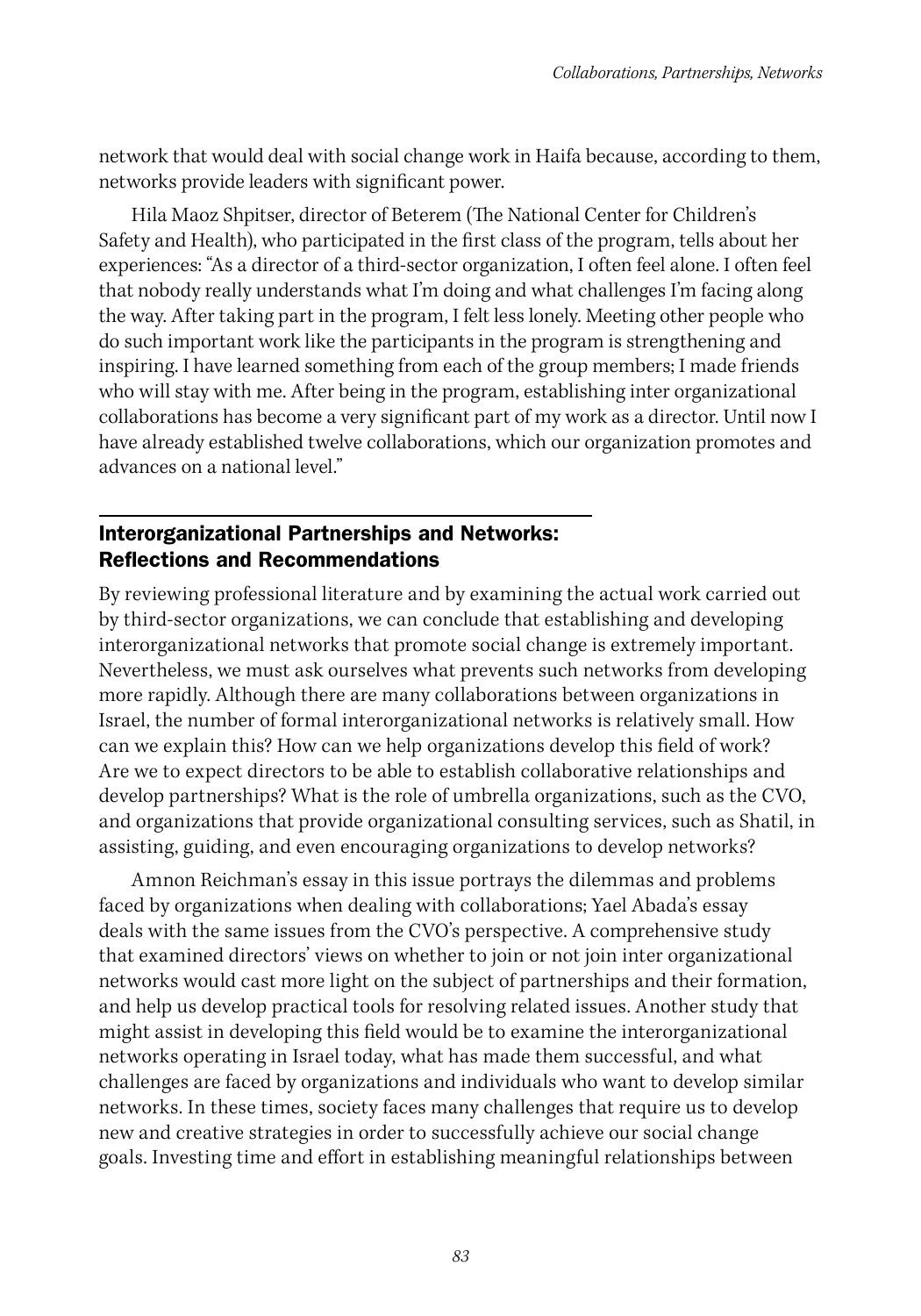network that would deal with social change work in Haifa because, according to them, networks provide leaders with significant power.

Hila Maoz Shpitser, director of Beterem (The National Center for Children's Safety and Health), who participated in the first class of the program, tells about her experiences: "As a director of a third-sector organization, I often feel alone. I often feel that nobody really understands what I'm doing and what challenges I'm facing along the way. After taking part in the program, I felt less lonely. Meeting other people who do such important work like the participants in the program is strengthening and inspiring. I have learned something from each of the group members; I made friends who will stay with me. After being in the program, establishing inter organizational collaborations has become a very significant part of my work as a director. Until now I have already established twelve collaborations, which our organization promotes and advances on a national level."

## Interorganizational Partnerships and Networks: Reflections and Recommendations

By reviewing professional literature and by examining the actual work carried out by third-sector organizations, we can conclude that establishing and developing interorganizational networks that promote social change is extremely important. Nevertheless, we must ask ourselves what prevents such networks from developing more rapidly. Although there are many collaborations between organizations in Israel, the number of formal interorganizational networks is relatively small. How can we explain this? How can we help organizations develop this field of work? Are we to expect directors to be able to establish collaborative relationships and develop partnerships? What is the role of umbrella organizations, such as the CVO, and organizations that provide organizational consulting services, such as Shatil, in assisting, guiding, and even encouraging organizations to develop networks?

Amnon Reichman's essay in this issue portrays the dilemmas and problems faced by organizations when dealing with collaborations; Yael Abada's essay deals with the same issues from the CVO's perspective. A comprehensive study that examined directors' views on whether to join or not join inter organizational networks would cast more light on the subject of partnerships and their formation, and help us develop practical tools for resolving related issues. Another study that might assist in developing this field would be to examine the interorganizational networks operating in Israel today, what has made them successful, and what challenges are faced by organizations and individuals who want to develop similar networks. In these times, society faces many challenges that require us to develop new and creative strategies in order to successfully achieve our social change goals. Investing time and effort in establishing meaningful relationships between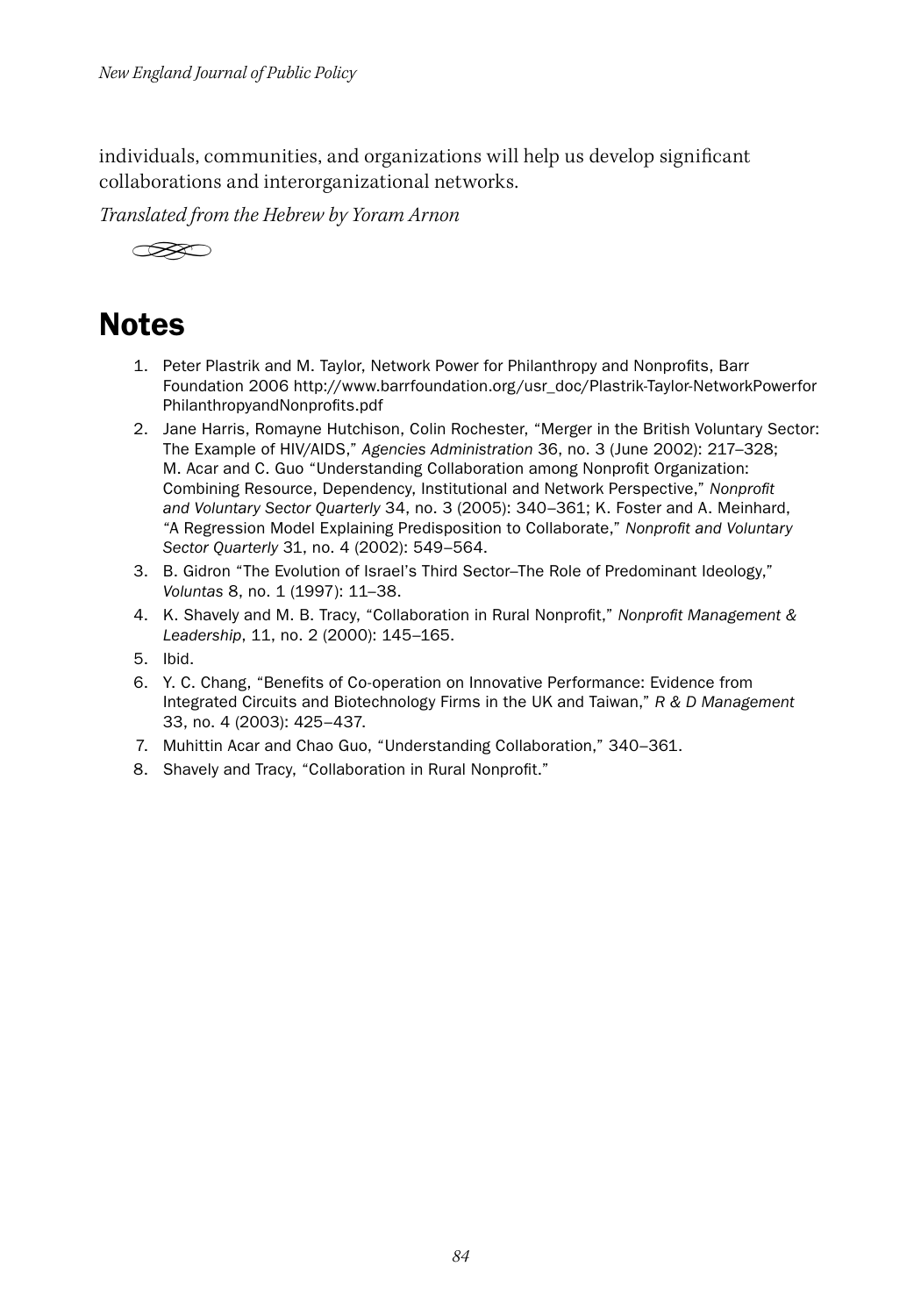individuals, communities, and organizations will help us develop significant collaborations and interorganizational networks.

*Translated from the Hebrew by Yoram Arnon*

## Notes

1. Peter Plastrik and M. Taylor, Network Power for Philanthropy and Nonprofits, Barr Foundation 2006 http://www.barrfoundation.org/usr_doc/Plastrik-Taylor-NetworkPowerforPhilanthropyandNonprofits.pdf
2. Jane Harris, Romayne Hutchison, Colin Rochester, "Merger in the British Voluntary Sector: The Example of HIV/AIDS," *Agencies Administration* 36, no. 3 (June 2002): 217–328; M. Acar and C. Guo "Understanding Collaboration among Nonprofit Organization: Combining Resource, Dependency, Institutional and Network Perspective," *Nonprofit and Voluntary Sector Quarterly* 34, no. 3 (2005): 340–361; K. Foster and A. Meinhard, "A Regression Model Explaining Predisposition to Collaborate," *Nonprofit and Voluntary Sector Quarterly* 31, no. 4 (2002): 549–564.
3. B. Gidron "The Evolution of Israel's Third Sector–The Role of Predominant Ideology," *Voluntas* 8, no. 1 (1997): 11–38.
4. K. Shavely and M. B. Tracy, "Collaboration in Rural Nonprofit," *Nonprofit Management & Leadership*, 11, no. 2 (2000): 145–165.
5. Ibid.
6. Y. C. Chang, "Benefits of Co-operation on Innovative Performance: Evidence from Integrated Circuits and Biotechnology Firms in the UK and Taiwan," *R & D Management* 33, no. 4 (2003): 425–437.
7. Muhittin Acar and Chao Guo, "Understanding Collaboration," 340–361.
8. Shavely and Tracy, "Collaboration in Rural Nonprofit."